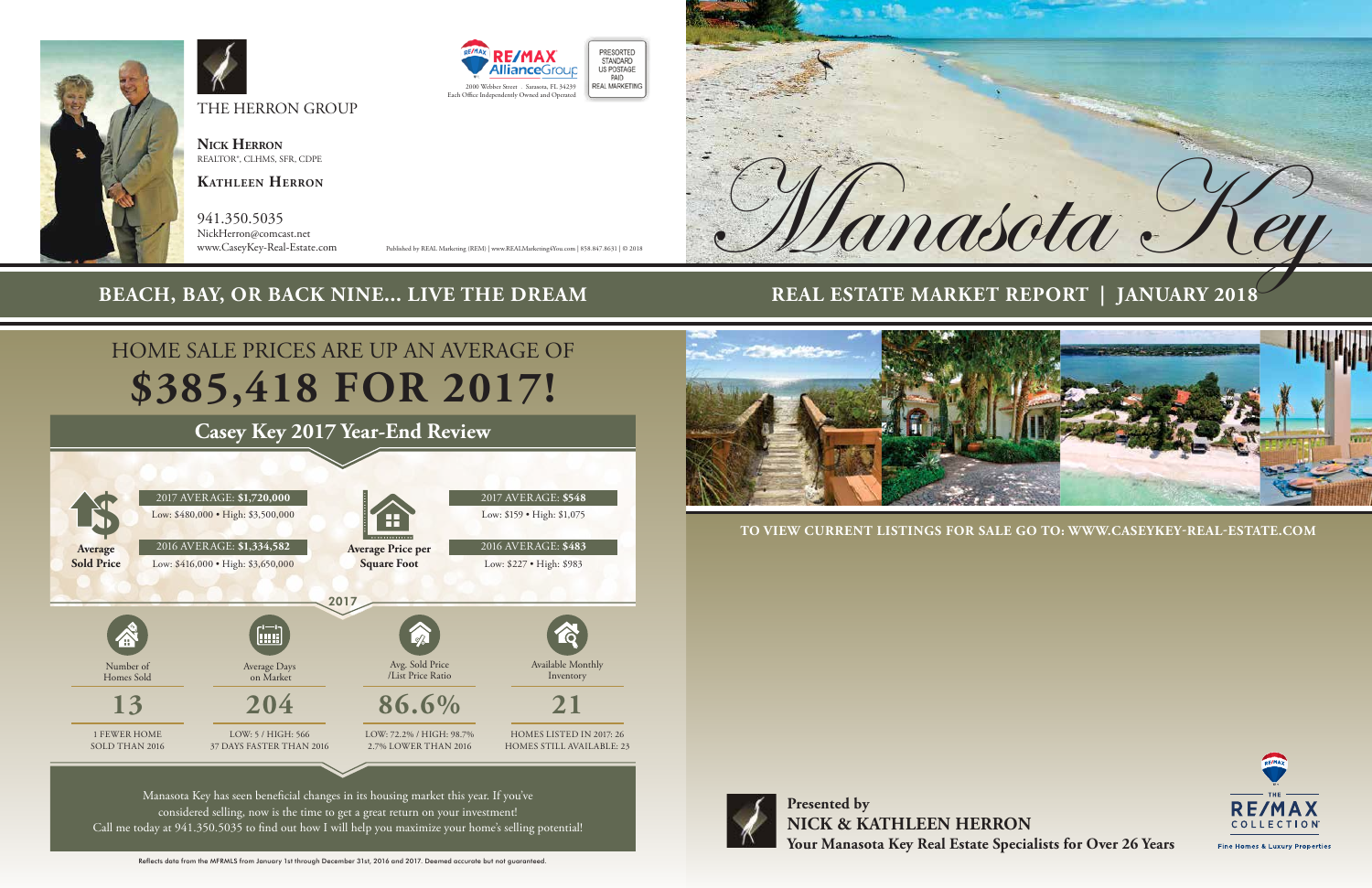THE HERRON GROUP

**Nick Herron**
REALTOR®, CLHMS, SFR, CDPE

**Kathleen Herron**

941.350.5035
NickHerron@comcast.net
www.CaseyKey-Real-Estate.com

RE/MAX AllianceGroup
2000 Webber Street . Sarasota, FL 34239
Each Office Independently Owned and Operated

PRESORTED STANDARD US POSTAGE PAID REAL MARKETING

Published by REAL Marketing (REM) | www.REALMarketing4You.com | 858.847.8631 | © 2018

# Manasota Key

## BEACH, BAY, OR BACK NINE... LIVE THE DREAM

## REAL ESTATE MARKET REPORT | JANUARY 2018

# HOME SALE PRICES ARE UP AN AVERAGE OF **$385,418 FOR 2017!**

## Casey Key 2017 Year-End Review

**Average Sold Price**

2017 AVERAGE: **$1,720,000**
Low: $480,000 • High: $3,500,000

2016 AVERAGE: **$1,334,582**
Low: $416,000 • High: $3,650,000

**Average Price per Square Foot**

2017 AVERAGE: **$548**
Low: $159 • High: $1,075

2016 AVERAGE: **$483**
Low: $227 • High: $983

### 2017

| Number of Homes Sold | Average Days on Market | Avg. Sold Price /List Price Ratio | Available Monthly Inventory |
|---|---|---|---|
| **13** | **204** | **86.6%** | **21** |
| 1 FEWER HOME SOLD THAN 2016 | LOW: 5 / HIGH: 566<br>37 DAYS FASTER THAN 2016 | LOW: 72.2% / HIGH: 98.7%<br>2.7% LOWER THAN 2016 | HOMES LISTED IN 2017: 26<br>HOMES STILL AVAILABLE: 23 |

Manasota Key has seen beneficial changes in its housing market this year. If you've considered selling, now is the time to get a great return on your investment! Call me today at 941.350.5035 to find out how I will help you maximize your home's selling potential!

Reflects data from the MFRMLS from January 1st through December 31st, 2016 and 2017. Deemed accurate but not guaranteed.

**TO VIEW CURRENT LISTINGS FOR SALE GO TO: WWW.CASEYKEY-REAL-ESTATE.COM**

**Presented by**
**NICK & KATHLEEN HERRON**
**Your Manasota Key Real Estate Specialists for Over 26 Years**

THE RE/MAX COLLECTION
Fine Homes & Luxury Properties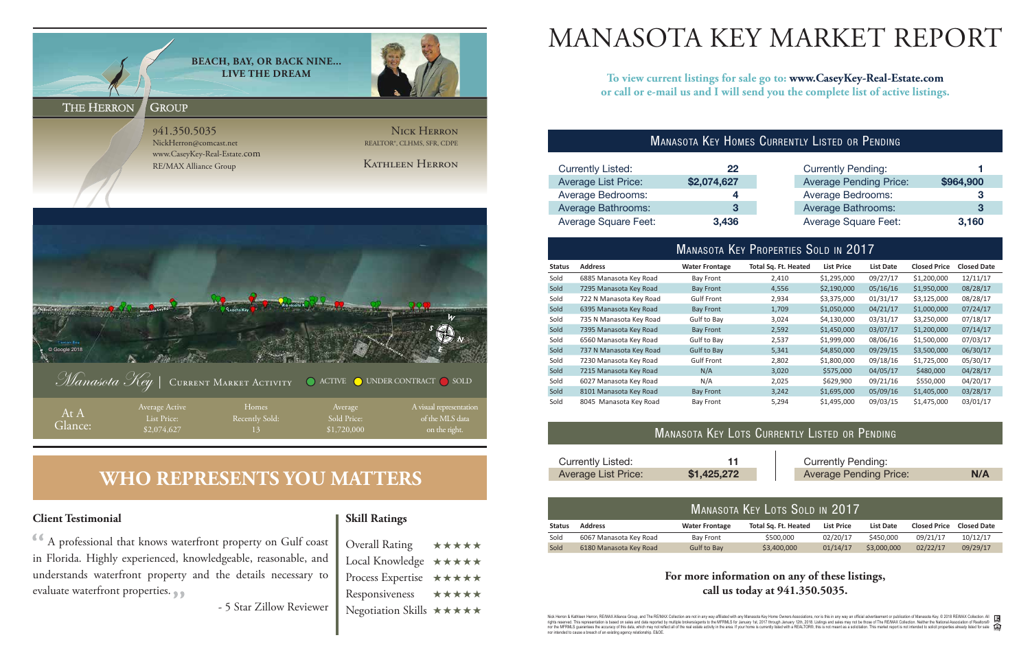BEACH, BAY, OR BACK NINE...
LIVE THE DREAM

THE HERRON GROUP

941.350.5035
NickHerron@comcast.net
www.CaseyKey-Real-Estate.com
RE/MAX Alliance Group

NICK HERRON
REALTOR®, CLHMS, SFR, CDPE

KATHLEEN HERRON

© Google 2018

*Manasota Key* | CURRENT MARKET ACTIVITY — ACTIVE — UNDER CONTRACT — SOLD

| At A Glance: | Average Active List Price: | Homes Recently Sold: | Average Sold Price: | A visual representation of the MLS data on the right. |
|---|---|---|---|---|
| | $2,074,627 | 13 | $1,720,000 | |

# WHO REPRESENTS YOU MATTERS

## Client Testimonial

"A professional that knows waterfront property on Gulf coast in Florida. Highly experienced, knowledgeable, reasonable, and understands waterfront property and the details necessary to evaluate waterfront properties."

- 5 Star Zillow Reviewer

## Skill Ratings

- Overall Rating ★★★★★
- Local Knowledge ★★★★★
- Process Expertise ★★★★★
- Responsiveness ★★★★★
- Negotiation Skills ★★★★★

# MANASOTA KEY MARKET REPORT

**To view current listings for sale go to: www.CaseyKey-Real-Estate.com or call or e-mail us and I will send you the complete list of active listings.**

## Manasota Key Homes Currently Listed or Pending

| | | | |
|---|---|---|---|
| Currently Listed: | 22 | Currently Pending: | 1 |
| Average List Price: | $2,074,627 | Average Pending Price: | $964,900 |
| Average Bedrooms: | 4 | Average Bedrooms: | 3 |
| Average Bathrooms: | 3 | Average Bathrooms: | 3 |
| Average Square Feet: | 3,436 | Average Square Feet: | 3,160 |

## Manasota Key Properties Sold in 2017

| Status | Address | Water Frontage | Total Sq. Ft. Heated | List Price | List Date | Closed Price | Closed Date |
|---|---|---|---|---|---|---|---|
| Sold | 6885 Manasota Key Road | Bay Front | 2,410 | $1,295,000 | 09/27/17 | $1,200,000 | 12/11/17 |
| Sold | 7295 Manasota Key Road | Bay Front | 4,556 | $2,190,000 | 05/16/16 | $1,950,000 | 08/28/17 |
| Sold | 722 N Manasota Key Road | Gulf Front | 2,934 | $3,375,000 | 01/31/17 | $3,125,000 | 08/28/17 |
| Sold | 6395 Manasota Key Road | Bay Front | 1,709 | $1,050,000 | 04/21/17 | $1,000,000 | 07/24/17 |
| Sold | 735 N Manasota Key Road | Gulf to Bay | 3,024 | $4,130,000 | 03/31/17 | $3,250,000 | 07/18/17 |
| Sold | 7395 Manasota Key Road | Bay Front | 2,592 | $1,450,000 | 03/07/17 | $1,200,000 | 07/14/17 |
| Sold | 6560 Manasota Key Road | Gulf to Bay | 2,537 | $1,999,000 | 08/06/16 | $1,500,000 | 07/03/17 |
| Sold | 737 N Manasota Key Road | Gulf to Bay | 5,341 | $4,850,000 | 09/29/15 | $3,500,000 | 06/30/17 |
| Sold | 7230 Manasota Key Road | Gulf Front | 2,802 | $1,800,000 | 09/18/16 | $1,725,000 | 05/30/17 |
| Sold | 7215 Manasota Key Road | N/A | 3,020 | $575,000 | 04/05/17 | $480,000 | 04/28/17 |
| Sold | 6027 Manasota Key Road | N/A | 2,025 | $629,900 | 09/21/16 | $550,000 | 04/20/17 |
| Sold | 8101 Manasota Key Road | Bay Front | 3,242 | $1,695,000 | 05/09/16 | $1,405,000 | 03/28/17 |
| Sold | 8045 Manasota Key Road | Bay Front | 5,294 | $1,495,000 | 09/03/15 | $1,475,000 | 03/01/17 |

## Manasota Key Lots Currently Listed or Pending

| | | | |
|---|---|---|---|
| Currently Listed: | 11 | Currently Pending: | |
| Average List Price: | $1,425,272 | Average Pending Price: | N/A |

## Manasota Key Lots Sold in 2017

| Status | Address | Water Frontage | Total Sq. Ft. Heated | List Price | List Date | Closed Price | Closed Date |
|---|---|---|---|---|---|---|---|
| Sold | 6067 Manasota Key Road | Bay Front | $500,000 | 02/20/17 | $450,000 | 09/21/17 | 10/12/17 |
| Sold | 6180 Manasota Key Road | Gulf to Bay | $3,400,000 | 01/14/17 | $3,000,000 | 02/22/17 | 09/29/17 |

**For more information on any of these listings, call us today at 941.350.5035.**

Nick Herron & Kathleen Herron, RE/MAX Alliance Group, and The RE/MAX Collection are not in any way affiliated with any Manasota Key Home Owners Associations, nor is this in any way an official advertisement or publication of Manasota Key. © 2018 RE/MAX Collection. All rights reserved. This representation is based on sales and data reported by multiple brokers/agents to the MFRMLS for January 1st, 2017 through January 12th, 2018. Listings and sales may not be those of The RE/MAX Collection. Neither the National Association of Realtors® nor the MFRMLS guarantees the accuracy of this data, which may not reflect all of the real estate activity in the area. If your home is currently listed with a REALTOR®, this is not meant as a solicitation. This market report is not intended to solicit properties already listed for sale nor intended to cause a breach of an existing agency relationship. E&OE.